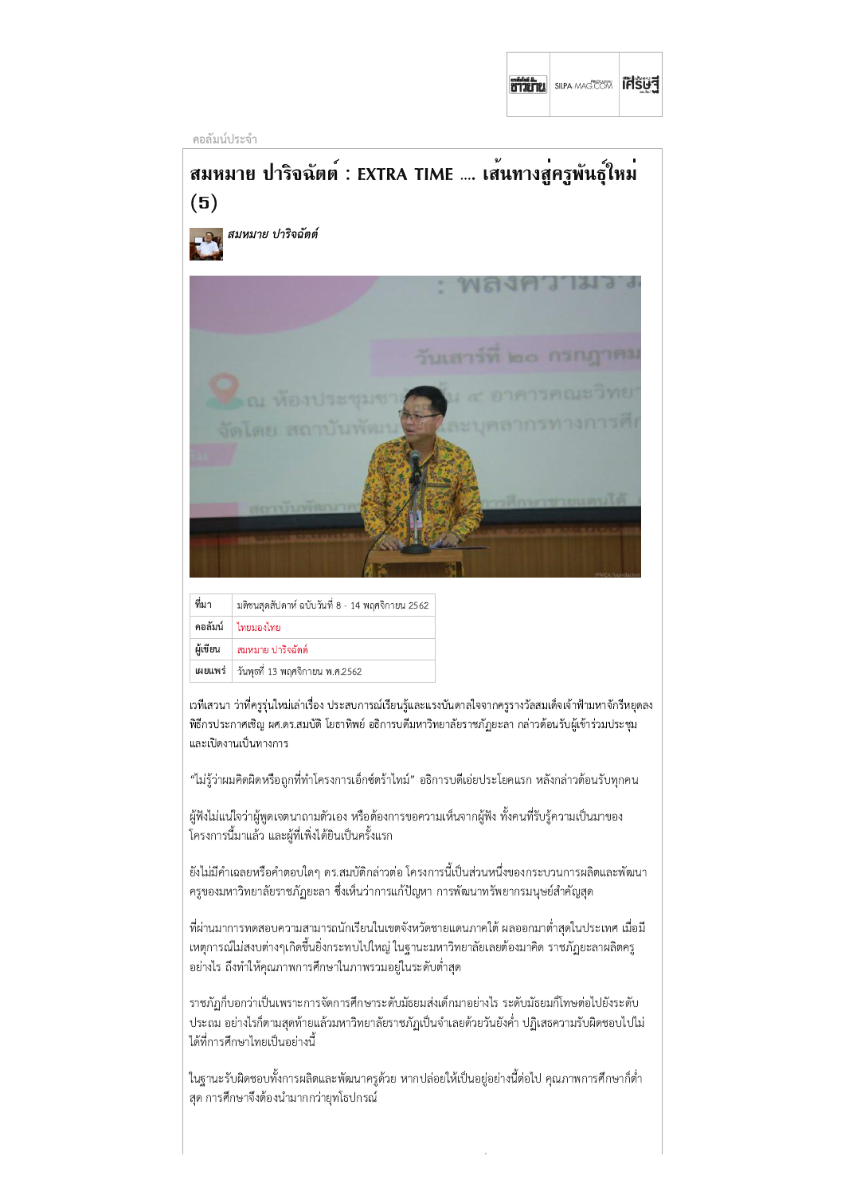คอลัมน์ประจำ

# สมหมาย ปาริจฉัตต์ : EXTRA TIME .... เส้นทางสู่ครูพันธุ์ใหม่ (5)

*สมหมาย ปาริจฉัตต์*

| ที่มา | มติชนสุดสัปดาห์ ฉบับวันที่ 8 - 14 พฤศจิกายน 2562 |
|---|---|
| คอลัมน์ | ไทยมองไทย |
| ผู้เขียน | สมหมาย ปาริจฉัตต์ |
| เผยแพร่ | วันพุธที่ 13 พฤศจิกายน พ.ศ.2562 |

เวทีเสวนา ว่าที่ครูรุ่นใหม่เล่าเรื่อง ประสบการณ์เรียนรู้และแรงบันดาลใจจากครูรางวัลสมเด็จเจ้าฟ้ามหาจักรีหยุดลง พิธีกรประกาศเชิญ ผศ.ดร.สมบัติ โยธาทิพย์ อธิการบดีมหาวิทยาลัยราชภัฏยะลา กล่าวต้อนรับผู้เข้าร่วมประชุมและเปิดงานเป็นทางการ

"ไม่รู้ว่าผมคิดผิดหรือถูกที่ทำโครงการเอ็กซ์ตร้าไทม์" อธิการบดีเอ่ยประโยคแรก หลังกล่าวต้อนรับทุกคน

ผู้ฟังไม่แน่ใจว่าผู้พูดเจตนาถามตัวเอง หรือต้องการขอความเห็นจากผู้ฟัง ทั้งคนที่รับรู้ความเป็นมาของโครงการนี้มาแล้ว และผู้ที่เพิ่งได้ยินเป็นครั้งแรก

ยังไม่มีคำเฉลยหรือคำตอบใดๆ ดร.สมบัติกล่าวต่อ โครงการนี้เป็นส่วนหนึ่งของกระบวนการผลิตและพัฒนาครูของมหาวิทยาลัยราชภัฏยะลา ซึ่งเห็นว่าการแก้ปัญหา การพัฒนาทรัพยากรมนุษย์สำคัญสุด

ที่ผ่านมาการทดสอบความสามารถนักเรียนในเขตจังหวัดชายแดนภาคใต้ ผลออกมาต่ำสุดในประเทศ เมื่อมีเหตุการณ์ไม่สงบต่างๆเกิดขึ้นยิ่งกระทบไปใหญ่ ในฐานะมหาวิทยาลัยเลยต้องมาคิด ราชภัฏยะลาผลิตครูอย่างไร ถึงทำให้คุณภาพการศึกษาในภาพรวมอยู่ในระดับต่ำสุด

ราชภัฏก็บอกว่าเป็นเพราะการจัดการศึกษาระดับมัธยมส่งเด็กมาอย่างไร ระดับมัธยมก็โทษต่อไปยังระดับประถม อย่างไรก็ตามสุดท้ายแล้วมหาวิทยาลัยราชภัฏเป็นจำเลยด้วยวันยังค่ำ ปฏิเสธความรับผิดชอบไปไม่ได้ที่การศึกษาไทยเป็นอย่างนี้

ในฐานะรับผิดชอบทั้งการผลิตและพัฒนาครูด้วย หากปล่อยให้เป็นอยู่อย่างนี้ต่อไป คุณภาพการศึกษาก็ต่ำสุด การศึกษาจึงต้องนำมากกว่ายุทโธปกรณ์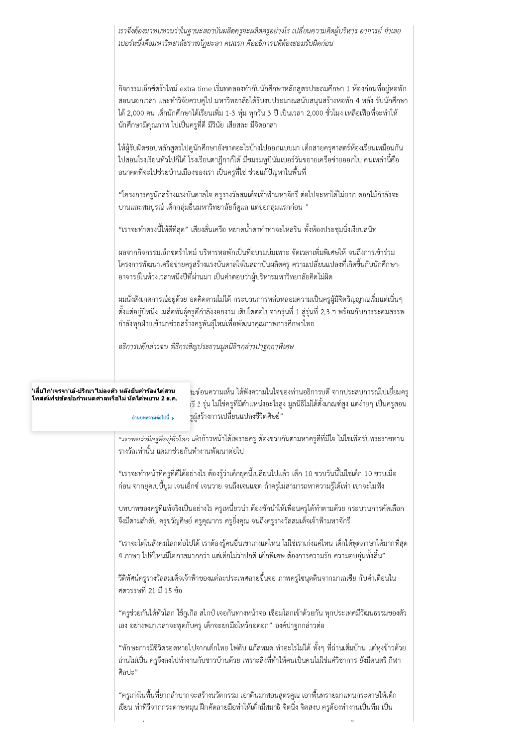*เราจึงต้องมาทบทวนว่าในฐานะสถาบันผลิตครูจะผลิตครูอย่างไร เปลี่ยนความคิดผู้บริหาร อาจารย์ จำเลยเบอร์หนึ่งคือมหาวิทยาลัยราชภัฏยะลา คนแรก คืออธิการบดีต้องยอมรับผิดก่อน*

กิจกรรมเอ็กซ์ตร้าไทม์ extra time เริ่มทดลองทำกับนักศึกษาหลักสูตรประถมศึกษา 1 ห้องก่อนที่อยู่หอพัก สอนนอกเวลา และทำวิจัยควบคู่ไป มหาวิทยาลัยได้รับงบประมาณสนับสนุนสร้างหอพัก 4 หลัง รับนักศึกษาได้ 2,000 คน เด็กนักศึกษาได้เรียนเพิ่ม 1-3 ทุ่ม ทุกวัน 3 ปี เป็นเวลา 2,000 ชั่วโมง เหลือเฟือที่จะทำให้นักศึกษามีคุณภาพ ไปเป็นครูที่ดี มีวินัย เสียสละ มีจิตอาสา

ให้ผู้รับผิดชอบหลักสูตรไปดูนักศึกษายังขาดอะไรบ้างไปออกแบบมา เด็กสายครุศาสตร์ห้องเรียนเหมือนกัน ไปสอนโรงเรียนทั่วไปก็ได้ โรงเรียนตาฎีกาก็ได้ มีชมรมทูบีนัมเบอร์วันขยายเครือข่ายออกไป คนเหล่านี้คืออนาคตที่จะไปช่วยบ้านเมืองของเรา เป็นครูที่ใช่ ช่วยแก้ปัญหาในพื้นที่

"โครงการครูนักสร้างแรงบันดาลใจ ครูรางวัลสมเด็จเจ้าฟ้ามหาจักรี ต่อไปจะหาได้ไม่ยาก ดอกไม้กำลังจะบานและสมบูรณ์ เด็กกลุ่มอื่นมหาวิทยาลัยก็ดูแล แต่ขอกลุ่มแรกก่อน "

"เราจะทำตรงนี้ให้ดีที่สุด" เสียงสั่นเครือ หยาดน้ำตาทำท่าจะไหลริน ทั้งห้องประชุมนิ่งเงียบสนิท

ผลจากกิจกรรมเอ็กซตร้าไทม์ บริหารหอพักเป็นที่บรมบ่มเพาะ จัดเวลาเพิ่มพิเศษให้ จนถึงการเข้าร่วมโครงการพัฒนาเครือข่ายครูสร้างแรงบันดาลใจในสถาบันผลิตครู ความเปลี่ยนแปลงที่เกิดขึ้นกับนักศึกษา-อาจารย์ในห้วงเวลาหนึ่งปีที่ผ่านมา เป็นคำตอบว่าผู้บริหารมหาวิทยาลัยคิดไม่ผิด

ผมนั่งสังเกตการณ์อยู่ด้วย อดคิดตามไม่ได้ กระบวนการหล่อหลอมความเป็นครูผู้มีจิตวิญญาณเริ่มแต่เนิ่นๆ ตั้งแต่อยู่ปีหนึ่ง เมล็ดพันธุ์ครูดีกำลังงอกงาม เติบโตต่อไปจากรุ่นที่ 1 สู่รุ่นที่ 2,3 ฯ พร้อมกับการระดมสรรพกำลังทุกฝ่ายเข้ามาช่วยสร้างครูพันธุ์ใหม่เพื่อพัฒนาคุณภาพการศึกษาไทย

*อธิการบดีกล่าวจบ พิธีกรเชิญประธานมูลนิธิฯกล่าวปาฐกถาพิเศษ*

'เสี่ยไก่'เจรจา'เอ-ปริณา'ไม่ลงตัว หลังยื่นคำร้องไต่สวนโพสต์เฟซชัดข้อกำหนดศาลหรือไม่ นัดไต่พยาน 2 ธ.ค.

อ่านบทความต่อไปนี้ ›

...สะท้อนความเห็น ได้ฟังความในใจของท่านอธิการบดี จากประสบการณ์เปิดเยี่ยมครู ...รี 2 รุ่น ไม่ใช่ครูที่มีตำแหน่งอะไรสูง มูลนิธิไม่ได้ตั้งเกณฑ์สูง แต่ง่ายๆ เป็นครูสอน ...รูผู้สร้างการเปลี่ยนแปลงชีวิตศิษย์"

"*เราพบว่ามีครูดีอยู่ทั่วโลก เด็ก*ก้าวหน้าได้เพราะครู ต้องช่วยกันตามหาครูดีที่มีใจ ไม่ใช่เพื่อรับพระราชทานรางวัลเท่านั้น แต่มาช่วยกันทำงานพัฒนาต่อไป

"เราจะทำหน้าที่ครูที่ดีได้อย่างไร ต้องรู้ว่าเด็กยุคนี้เปลี่ยนไปแล้ว เด็ก 10 ขวบวันนี้ไม่ใช่เด็ก 10 ขวบเมื่อก่อน จากยุคเบบี้บูม เจนเอ็กซ์ เจนวาย จนถึงเจนแซด ถ้าครูไม่สามารถหาความรู้ได้เท่า เขาจะไม่ฟัง

บทบาทของครูที่แท้จริงเป็นอย่างไร ครูเหนี่ยวนำ ต้องชักนำให้เพื่อนครูได้ทำตามด้วย กระบวนการคัดเลือกจึงมีตามลำดับ ครูขวัญศิษย์ ครูคุณากร ครูยิ่งคุณ จนถึงครูรางวัลสมเด็จเจ้าฟ้ามหาจักรี

"เราจะโตในสังคมโลกต่อไปได้ เราต้องรู้คนอื่นเขาเก่งแค่ไหน ไม่ใช่เราเก่งแค่ไหน เด็กได้พูดภาษาได้มากที่สุด 4 ภาษา ไปที่ไหนมีโอกาสมากกว่า แต่เด็กไม่ว่าปกติ เด็กพิเศษ ต้องการความรัก ความอบอุ่นทั้งสิ้น"

วีดิทัศน์ครูรางวัลสมเด็จเจ้าฟ้าของแต่ละประเทศฉายขึ้นจอ ภาพครูไชนุดดินจากมาเลเซีย กับคำเตือนในศตวรรษที่ 21 มี 15 ข้อ

"ครูช่วยกันได้ทั่วโลก ใช้กูเกิล สไกป์ เจอกันทางหน้าจอ เชื่อมโลกเข้าด้วยกัน ทุกประเทศมีวัฒนธรรมของตัวเอง อย่างพม่าเวลาจะพูดกับครู เด็กจะยกมือไหว้กอดอก" องค์ปาฐกกล่าวต่อ

"ทักษะการมีชีวิตรอดหายไปจากเด็กไทย ไฟดับ แก๊สหมด ทำอะไรไม่ได้ ทั้งๆ ที่ถ่านเต็มบ้าน แต่หุงข้าวด้วยถ่านไม่เป็น ครูจึงลงไปทำงานกับชาวบ้านด้วย เพราะสิ่งที่ทำให้คนเป็นคนไม่ใช่แค่วิชาการ ยังมีดนตรี กีฬา ศิลปะ"

"ครูเก่งในพื้นที่ยากลำบากจะสร้างนวัตกรรม เอาดินมาสอนสูตรคูณ เอาพื้นทรายมาแทนกระดาษให้เด็กเขียน ทำทีวีจากกระดาษหมุน ฝึกคัดลายมือทำให้เด็กมีสมาธิ จิตนิ่ง จิตสงบ ครูต้องทำงานเป็นทีม เป็น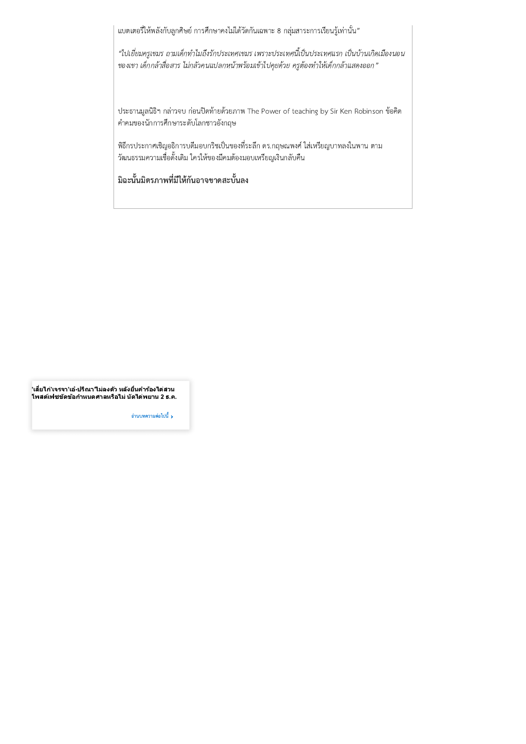แบตเตอรี่ให้พลังกับลูกศิษย์ การศึกษาคงไม่ได้วัดกันเฉพาะ 8 กลุ่มสาระการเรียนรู้เท่านั้น”

*“ไปเยี่ยมครูเขมร ถามเด็กทำไมถึงรักประเทศเขมร เพราะประเทศนี้เป็นประเทศแรก เป็นบ้านเกิดเมืองนอนของเขา เด็กกล้าสื่อสาร ไม่กลัวคนแปลกหน้าพร้อมเข้าไปคุยด้วย ครูต้องทำให้เด็กกล้าแสดงออก”*

ประธานมูลนิธิฯ กล่าวจบ ก่อนปิดท้ายด้วยภาพ The Power of teaching by Sir Ken Robinson ข้อคิดคำคมของนักการศึกษาระดับโลกชาวอังกฤษ

พิธีกรประกาศเชิญอธิการบดีมอบกริชเป็นของที่ระลึก ดร.กฤษณพงศ์ ใส่เหรียญบาทลงในพาน ตามวัฒนธรรมความเชื่อดั้งเดิม ใครให้ของมีคมต้องมอบเหรียญเงินกลับคืน

**มิฉะนั้นมิตรภาพที่มีให้กันอาจขาดสะบั้นลง**

**'เสี่ยไก่'เจรจา'เอ๋-ปรีณา'ไม่ลงตัว หลังยื่นคำร้องไต่สวนโพสต์เฟซขัดข้อกำหนดศาลหรือไม่ นัดไต่พยาน 2 ธ.ค.**

อ่านบทความต่อไปนี้ >